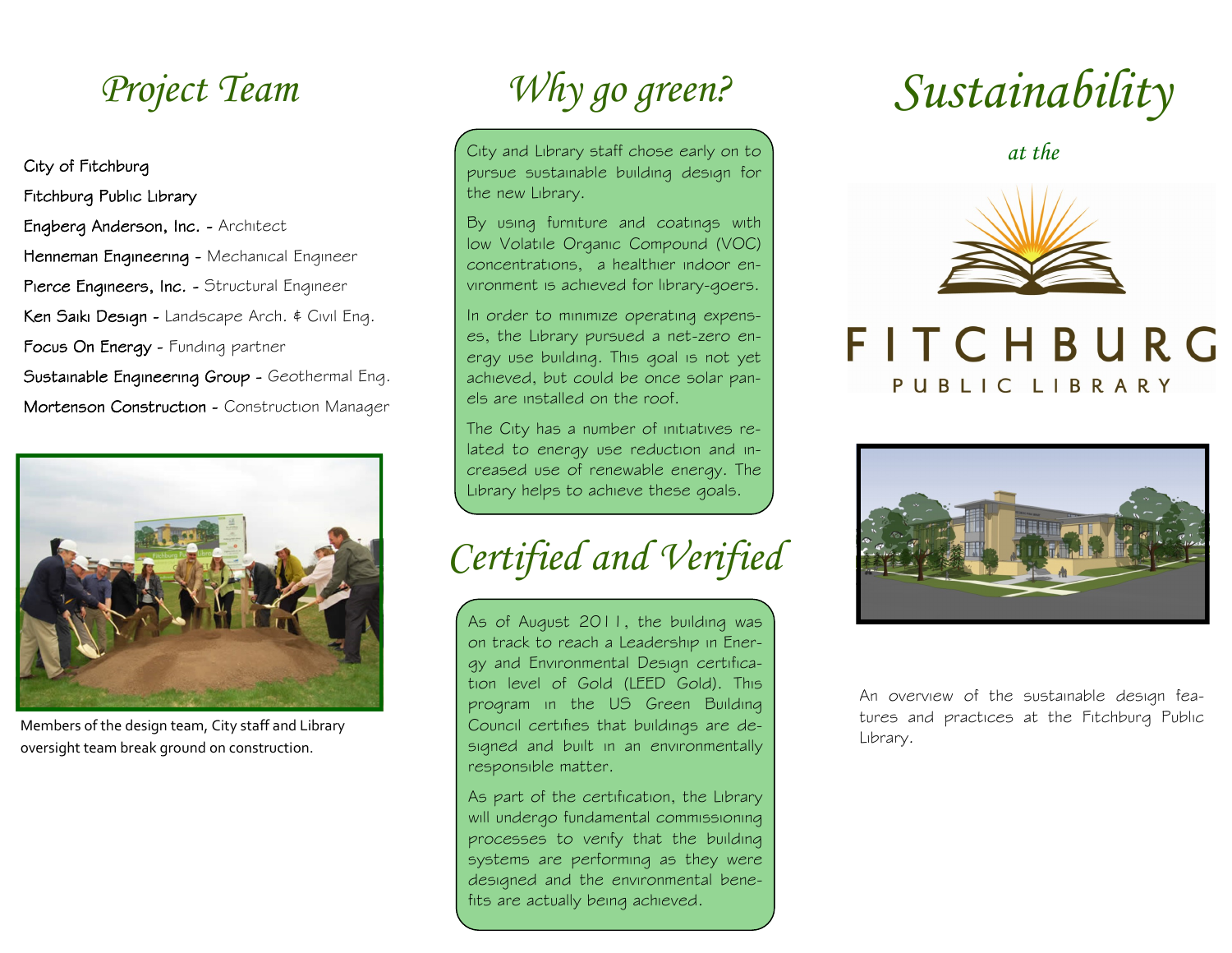# Project Team

City of Fitchburg

Fitchburg Public Library

Engberg Anderson, Inc. - Architect

Henneman Engineering - Mechanical Engineer

Pierce Engineers, Inc. - Structural Engineer

Ken Saiki Design - Landscape Arch. & Civil Eng.

Focus On Energy - Funding partner

Sustainable Engineering Group - Geothermal Eng.

Mortenson Construction - Construction Manager

Members of the design team, City staff and Library oversight team break ground on construction.

# Why go green?

City and Library staff chose early on to pursue sustainable building design for the new Library.

By using furniture and coatings with low Volatile Organic Compound (VOC) concentrations, a healthier indoor environment is achieved for library-goers.

In order to minimize operating expenses, the Library pursued a net-zero energy use building. This goal is not yet achieved, but could be once solar panels are installed on the roof.

The City has a number of initiatives related to energy use reduction and increased use of renewable energy. The Library helps to achieve these goals.

# Certified and Verified

As of August 2011, the building was on track to reach a Leadership in Energy and Environmental Design certification level of Gold (LEED Gold). This program in the US Green Building Council certifies that buildings are designed and built in an environmentally responsible matter.

As part of the certification, the Library will undergo fundamental commissioning processes to verify that the building systems are performing as they were designed and the environmental benefits are actually being achieved.

# Sustainability

*at the*

FITCHBURG PUBLIC LIBRARY

An overview of the sustainable design features and practices at the Fitchburg Public Library.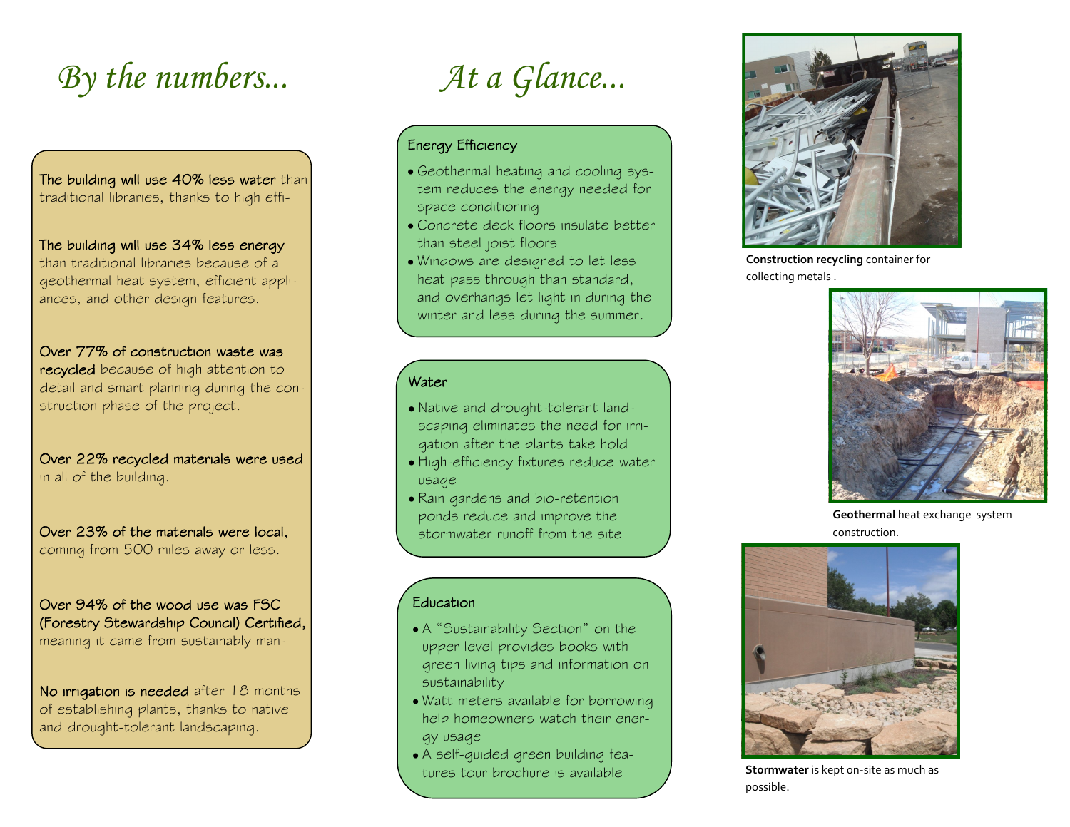# *By the numbers...*

**The building will use 40% less water** than traditional libraries, thanks to high effi-

**The building will use 34% less energy** than traditional libraries because of a geothermal heat system, efficient appliances, and other design features.

**Over 77% of construction waste was recycled** because of high attention to detail and smart planning during the construction phase of the project.

**Over 22% recycled materials were used** in all of the building.

**Over 23% of the materials were local,** coming from 500 miles away or less.

**Over 94% of the wood use was FSC (Forestry Stewardship Council) Certified,** meaning it came from sustainably man-

**No irrigation is needed** after 18 months of establishing plants, thanks to native and drought-tolerant landscaping.

# *At a Glance...*

### Energy Efficiency

- Geothermal heating and cooling system reduces the energy needed for space conditioning
- Concrete deck floors insulate better than steel joist floors
- Windows are designed to let less heat pass through than standard, and overhangs let light in during the winter and less during the summer.

### Water

- Native and drought-tolerant landscaping eliminates the need for irrigation after the plants take hold
- High-efficiency fixtures reduce water usage
- Rain gardens and bio-retention ponds reduce and improve the stormwater runoff from the site

### Education

- A "Sustainability Section" on the upper level provides books with green living tips and information on sustainability
- Watt meters available for borrowing help homeowners watch their energy usage
- A self-guided green building features tour brochure is available

**Construction recycling** container for collecting metals .

**Geothermal** heat exchange system construction.

**Stormwater** is kept on-site as much as possible.